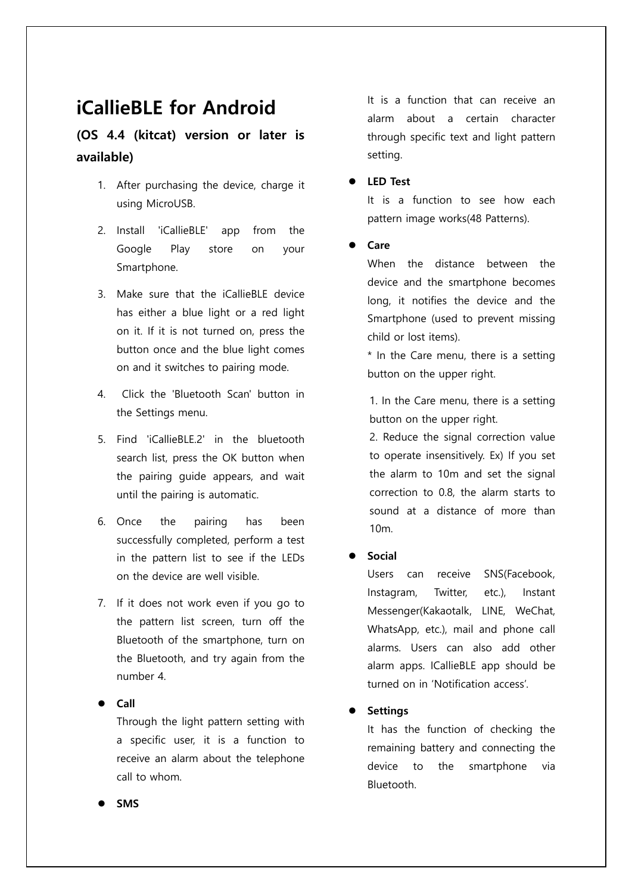# iCallieBLE for Android

## (OS 4.4 (kitcat) version or later is available)

1. After purchasing the device, charge it using MicroUSB.
2. Install 'iCallieBLE' app from the Google Play store on your Smartphone.
3. Make sure that the iCallieBLE device has either a blue light or a red light on it. If it is not turned on, press the button once and the blue light comes on and it switches to pairing mode.
4. Click the 'Bluetooth Scan' button in the Settings menu.
5. Find 'iCallieBLE.2' in the bluetooth search list, press the OK button when the pairing guide appears, and wait until the pairing is automatic.
6. Once the pairing has been successfully completed, perform a test in the pattern list to see if the LEDs on the device are well visible.
7. If it does not work even if you go to the pattern list screen, turn off the Bluetooth of the smartphone, turn on the Bluetooth, and try again from the number 4.

- **Call**
  Through the light pattern setting with a specific user, it is a function to receive an alarm about the telephone call to whom.

- **SMS**
  It is a function that can receive an alarm about a certain character through specific text and light pattern setting.

- **LED Test**
  It is a function to see how each pattern image works(48 Patterns).

- **Care**
  When the distance between the device and the smartphone becomes long, it notifies the device and the Smartphone (used to prevent missing child or lost items).
  * In the Care menu, there is a setting button on the upper right.

  1. In the Care menu, there is a setting button on the upper right.
  2. Reduce the signal correction value to operate insensitively. Ex) If you set the alarm to 10m and set the signal correction to 0.8, the alarm starts to sound at a distance of more than 10m.

- **Social**
  Users can receive SNS(Facebook, Instagram, Twitter, etc.), Instant Messenger(Kakaotalk, LINE, WeChat, WhatsApp, etc.), mail and phone call alarms. Users can also add other alarm apps. ICallieBLE app should be turned on in 'Notification access'.

- **Settings**
  It has the function of checking the remaining battery and connecting the device to the smartphone via Bluetooth.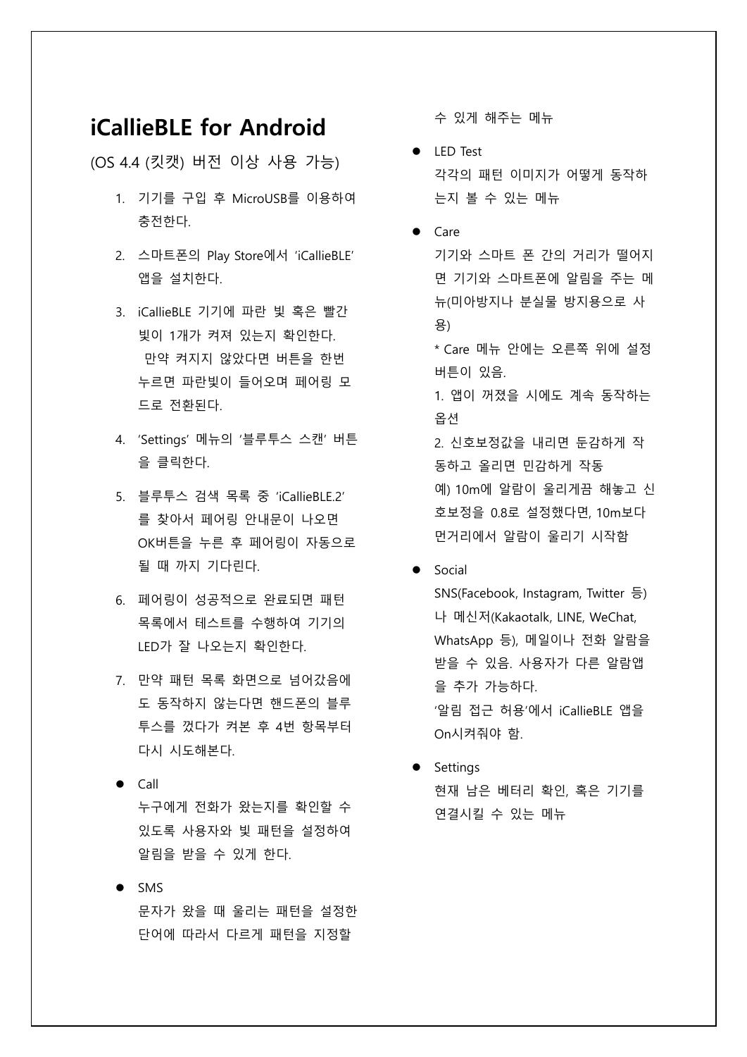# iCallieBLE for Android

(OS 4.4 (킷캣) 버전 이상 사용 가능)

1. 기기를 구입 후 MicroUSB를 이용하여 충전한다.
2. 스마트폰의 Play Store에서 'iCallieBLE' 앱을 설치한다.
3. iCallieBLE 기기에 파란 빛 혹은 빨간 빛이 1개가 켜져 있는지 확인한다.
   만약 켜지지 않았다면 버튼을 한번 누르면 파란빛이 들어오며 페어링 모드로 전환된다.
4. 'Settings' 메뉴의 '블루투스 스캔' 버튼을 클릭한다.
5. 블루투스 검색 목록 중 'iCallieBLE.2'를 찾아서 페어링 안내문이 나오면 OK버튼을 누른 후 페어링이 자동으로 될 때 까지 기다린다.
6. 페어링이 성공적으로 완료되면 패턴 목록에서 테스트를 수행하여 기기의 LED가 잘 나오는지 확인한다.
7. 만약 패턴 목록 화면으로 넘어갔음에도 동작하지 않는다면 핸드폰의 블루투스를 껐다가 켜본 후 4번 항목부터 다시 시도해본다.

- Call
  누구에게 전화가 왔는지를 확인할 수 있도록 사용자와 빛 패턴을 설정하여 알림을 받을 수 있게 한다.
- SMS
  문자가 왔을 때 울리는 패턴을 설정한 단어에 따라서 다르게 패턴을 지정할 수 있게 해주는 메뉴
- LED Test
  각각의 패턴 이미지가 어떻게 동작하는지 볼 수 있는 메뉴
- Care
  기기와 스마트 폰 간의 거리가 떨어지면 기기와 스마트폰에 알림을 주는 메뉴(미아방지나 분실물 방지용으로 사용)
  * Care 메뉴 안에는 오른쪽 위에 설정 버튼이 있음.
  1. 앱이 꺼졌을 시에도 계속 동작하는 옵션
  2. 신호보정값을 내리면 둔감하게 작동하고 올리면 민감하게 작동
  예) 10m에 알람이 울리게끔 해놓고 신호보정을 0.8로 설정했다면, 10m보다 먼거리에서 알람이 울리기 시작함
- Social
  SNS(Facebook, Instagram, Twitter 등)나 메신저(Kakaotalk, LINE, WeChat, WhatsApp 등), 메일이나 전화 알람을 받을 수 있음. 사용자가 다른 알람앱을 추가 가능하다.
  '알림 접근 허용'에서 iCallieBLE 앱을 On시켜줘야 함.
- Settings
  현재 남은 베터리 확인, 혹은 기기를 연결시킬 수 있는 메뉴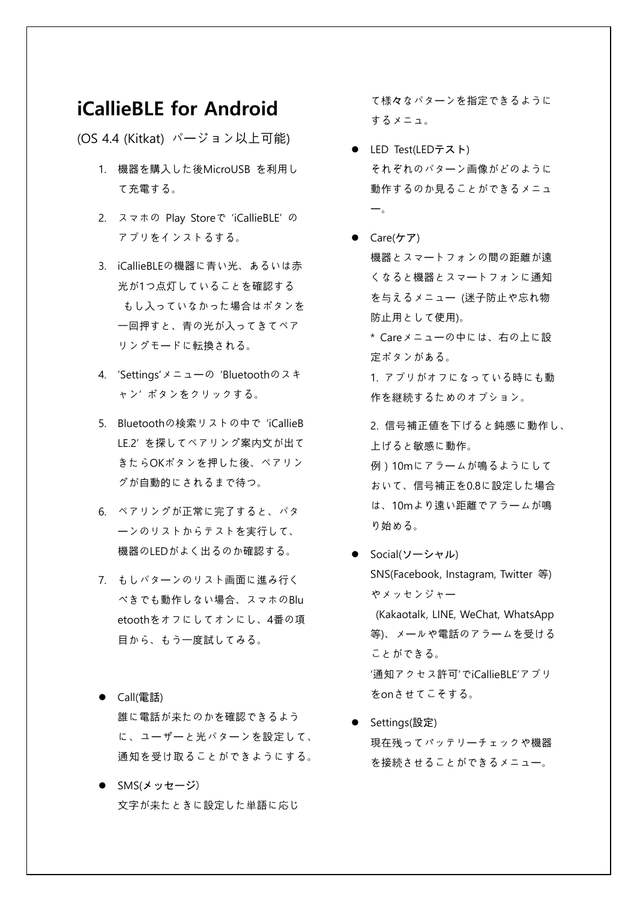# iCallieBLE for Android

(OS 4.4 (Kitkat) バージョン以上可能)

1. 機器を購入した後MicroUSB を利用して充電する。
2. スマホの Play Storeで 'iCallieBLE' のアプリをインストするする。
3. iCallieBLEの機器に青い光、あるいは赤光が1つ点灯していることを確認する もし入っていなかった場合はボタンを一回押すと、青の光が入ってきてペアリングモードに転換される。
4. 'Settings'メニューの 'Bluetoothのスキャン' ボタンをクリックする。
5. Bluetoothの検索リストの中で 'iCallieBLE.2' を探してペアリング案内文が出てきたらOKボタンを押した後、ペアリングが自動的にされるまで待つ。
6. ペアリングが正常に完了すると、パターンのリストからテストを実行して、機器のLEDがよく出るのか確認する。
7. もしパターンのリスト画面に進み行くべきでも動作しない場合、スマホのBluetoothをオフにしてオンにし、4番の項目から、もう一度試してみる。

- Call(電話)
  誰に電話が来たのかを確認できるように、ユーザーと光パターンを設定して、通知を受け取ることができようにする。
- SMS(メッセージ)
  文字が来たときに設定した単語に応じて様々なパターンを指定できるようにするメニュ。
- LED Test(LEDテスト)
  それぞれのパターン画像がどのように動作するのか見ることができるメニュー。
- Care(ケア)
  機器とスマートフォンの間の距離が遠くなると機器とスマートフォンに通知を与えるメニュー (迷子防止や忘れ物防止用として使用)。
  * Careメニューの中には、右の上に設定ボタンがある。
  1. アプリがオフになっている時にも動作を継続するためのオプション。
  2. 信号補正値を下げると鈍感に動作し、上げると敏感に動作。
  例) 10mにアラームが鳴るようにしておいて、信号補正を0.8に設定した場合は、10mより遠い距離でアラームが鳴り始める。
- Social(ソーシャル)
  SNS(Facebook, Instagram, Twitter 等)やメッセンジャー (Kakaotalk, LINE, WeChat, WhatsApp 等)、メールや電話のアラームを受けることができる。
  '通知アクセス許可'でiCallieBLE'アプリをonさせてこそする。
- Settings(設定)
  現在残ってバッテリーチェックや機器を接続させることができるメニュー。